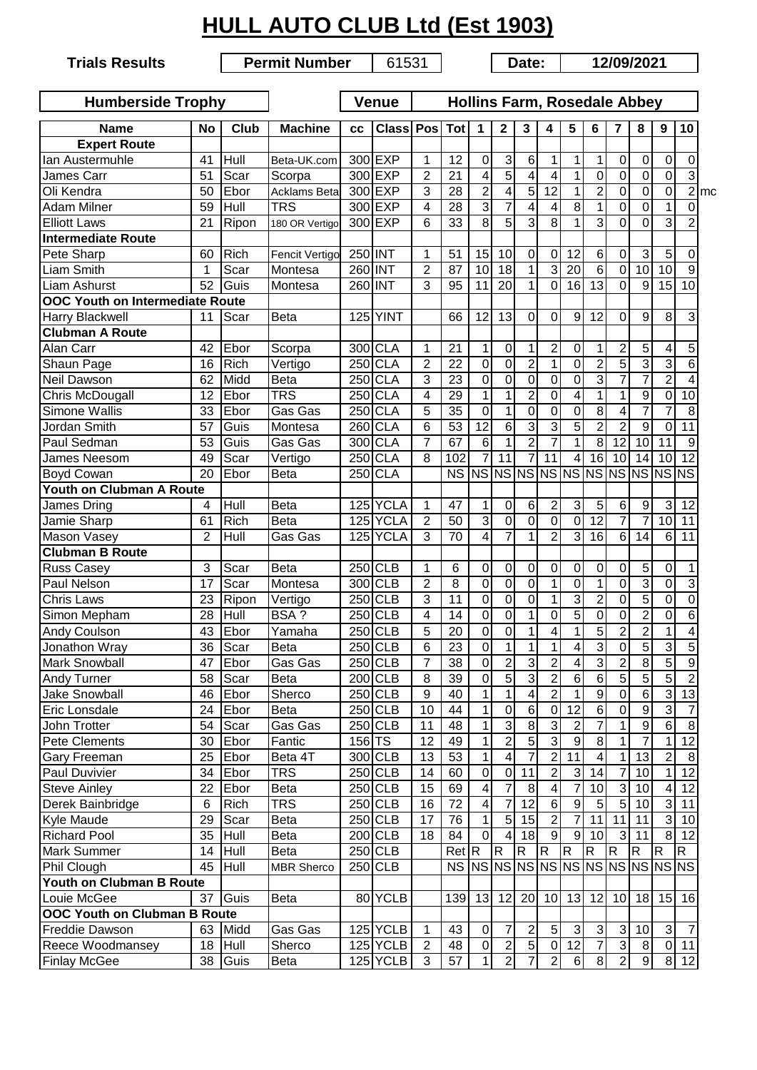# HULL AUTO CLUB Ltd (Est 1903)

**Trials Results** | **Permit Number** 61531 | **Date:** 12/09/2021

**Humberside Trophy** | **Venue** Hollins Farm, Rosedale Abbey

| Name | No | Club | Machine | cc | Class | Pos | Tot | 1 | 2 | 3 | 4 | 5 | 6 | 7 | 8 | 9 | 10 | |
|---|---|---|---|---|---|---|---|---|---|---|---|---|---|---|---|---|---|---|
| **Expert Route** | | | | | | | | | | | | | | | | | | |
| Ian Austermuhle | 41 | Hull | Beta-UK.com | 300 | EXP | 1 | 12 | 0 | 3 | 6 | 1 | 1 | 1 | 0 | 0 | 0 | 0 | |
| James Carr | 51 | Scar | Scorpa | 300 | EXP | 2 | 21 | 4 | 5 | 4 | 4 | 1 | 0 | 0 | 0 | 0 | 3 | |
| Oli Kendra | 50 | Ebor | Acklams Beta | 300 | EXP | 3 | 28 | 2 | 4 | 5 | 12 | 1 | 2 | 0 | 0 | 0 | 2 | mc |
| Adam Milner | 59 | Hull | TRS | 300 | EXP | 4 | 28 | 3 | 7 | 4 | 4 | 8 | 1 | 0 | 0 | 1 | 0 | |
| Elliott Laws | 21 | Ripon | 180 OR Vertigo | 300 | EXP | 6 | 33 | 8 | 5 | 3 | 8 | 1 | 3 | 0 | 0 | 3 | 2 | |
| **Intermediate Route** | | | | | | | | | | | | | | | | | | |
| Pete Sharp | 60 | Rich | Fencit Vertigo | 250 | INT | 1 | 51 | 15 | 10 | 0 | 0 | 12 | 6 | 0 | 3 | 5 | 0 | |
| Liam Smith | 1 | Scar | Montesa | 260 | INT | 2 | 87 | 10 | 18 | 1 | 3 | 20 | 6 | 0 | 10 | 10 | 9 | |
| Liam Ashurst | 52 | Guis | Montesa | 260 | INT | 3 | 95 | 11 | 20 | 1 | 0 | 16 | 13 | 0 | 9 | 15 | 10 | |
| **OOC Youth on Intermediate Route** | | | | | | | | | | | | | | | | | | |
| Harry Blackwell | 11 | Scar | Beta | 125 | YINT | | 66 | 12 | 13 | 0 | 0 | 9 | 12 | 0 | 9 | 8 | 3 | |
| **Clubman A Route** | | | | | | | | | | | | | | | | | | |
| Alan Carr | 42 | Ebor | Scorpa | 300 | CLA | 1 | 21 | 1 | 0 | 1 | 2 | 0 | 1 | 2 | 5 | 4 | 5 | |
| Shaun Page | 16 | Rich | Vertigo | 250 | CLA | 2 | 22 | 0 | 0 | 2 | 1 | 0 | 2 | 5 | 3 | 3 | 6 | |
| Neil Dawson | 62 | Midd | Beta | 250 | CLA | 3 | 23 | 0 | 0 | 0 | 0 | 0 | 3 | 7 | 7 | 2 | 4 | |
| Chris McDougall | 12 | Ebor | TRS | 250 | CLA | 4 | 29 | 1 | 1 | 2 | 0 | 4 | 1 | 1 | 9 | 0 | 10 | |
| Simone Wallis | 33 | Ebor | Gas Gas | 250 | CLA | 5 | 35 | 0 | 1 | 0 | 0 | 0 | 8 | 4 | 7 | 7 | 8 | |
| Jordan Smith | 57 | Guis | Montesa | 260 | CLA | 6 | 53 | 12 | 6 | 3 | 3 | 5 | 2 | 2 | 9 | 0 | 11 | |
| Paul Sedman | 53 | Guis | Gas Gas | 300 | CLA | 7 | 67 | 6 | 1 | 2 | 7 | 1 | 8 | 12 | 10 | 11 | 9 | |
| James Neesom | 49 | Scar | Vertigo | 250 | CLA | 8 | 102 | 7 | 11 | 7 | 11 | 4 | 16 | 10 | 14 | 10 | 12 | |
| Boyd Cowan | 20 | Ebor | Beta | 250 | CLA | | NS | NS | NS | NS | NS | NS | NS | NS | NS | NS | NS | |
| **Youth on Clubman A Route** | | | | | | | | | | | | | | | | | | |
| James Dring | 4 | Hull | Beta | 125 | YCLA | 1 | 47 | 1 | 0 | 6 | 2 | 3 | 5 | 6 | 9 | 3 | 12 | |
| Jamie Sharp | 61 | Rich | Beta | 125 | YCLA | 2 | 50 | 3 | 0 | 0 | 0 | 0 | 12 | 7 | 7 | 10 | 11 | |
| Mason Vasey | 2 | Hull | Gas Gas | 125 | YCLA | 3 | 70 | 4 | 7 | 1 | 2 | 3 | 16 | 6 | 14 | 6 | 11 | |
| **Clubman B Route** | | | | | | | | | | | | | | | | | | |
| Russ Casey | 3 | Scar | Beta | 250 | CLB | 1 | 6 | 0 | 0 | 0 | 0 | 0 | 0 | 0 | 5 | 0 | 1 | |
| Paul Nelson | 17 | Scar | Montesa | 300 | CLB | 2 | 8 | 0 | 0 | 0 | 1 | 0 | 1 | 0 | 3 | 0 | 3 | |
| Chris Laws | 23 | Ripon | Vertigo | 250 | CLB | 3 | 11 | 0 | 0 | 0 | 1 | 3 | 2 | 0 | 5 | 0 | 0 | |
| Simon Mepham | 28 | Hull | BSA ? | 250 | CLB | 4 | 14 | 0 | 0 | 1 | 0 | 5 | 0 | 0 | 2 | 0 | 6 | |
| Andy Coulson | 43 | Ebor | Yamaha | 250 | CLB | 5 | 20 | 0 | 0 | 1 | 4 | 1 | 5 | 2 | 2 | 1 | 4 | |
| Jonathon Wray | 36 | Scar | Beta | 250 | CLB | 6 | 23 | 0 | 1 | 1 | 1 | 4 | 3 | 0 | 5 | 3 | 5 | |
| Mark Snowball | 47 | Ebor | Gas Gas | 250 | CLB | 7 | 38 | 0 | 2 | 3 | 2 | 4 | 3 | 2 | 8 | 5 | 9 | |
| Andy Turner | 58 | Scar | Beta | 200 | CLB | 8 | 39 | 0 | 5 | 3 | 2 | 6 | 6 | 5 | 5 | 5 | 2 | |
| Jake Snowball | 46 | Ebor | Sherco | 250 | CLB | 9 | 40 | 1 | 1 | 4 | 2 | 1 | 9 | 0 | 6 | 3 | 13 | |
| Eric Lonsdale | 24 | Ebor | Beta | 250 | CLB | 10 | 44 | 1 | 0 | 6 | 0 | 12 | 6 | 0 | 9 | 3 | 7 | |
| John Trotter | 54 | Scar | Gas Gas | 250 | CLB | 11 | 48 | 1 | 3 | 8 | 3 | 2 | 7 | 1 | 9 | 6 | 8 | |
| Pete Clements | 30 | Ebor | Fantic | 156 | TS | 12 | 49 | 1 | 2 | 5 | 3 | 9 | 8 | 1 | 7 | 1 | 12 | |
| Gary Freeman | 25 | Ebor | Beta 4T | 300 | CLB | 13 | 53 | 1 | 4 | 7 | 2 | 11 | 4 | 1 | 13 | 2 | 8 | |
| Paul Duvivier | 34 | Ebor | TRS | 250 | CLB | 14 | 60 | 0 | 0 | 11 | 2 | 3 | 14 | 7 | 10 | 1 | 12 | |
| Steve Ainley | 22 | Ebor | Beta | 250 | CLB | 15 | 69 | 4 | 7 | 8 | 4 | 7 | 10 | 3 | 10 | 4 | 12 | |
| Derek Bainbridge | 6 | Rich | TRS | 250 | CLB | 16 | 72 | 4 | 7 | 12 | 6 | 9 | 5 | 5 | 10 | 3 | 11 | |
| Kyle Maude | 29 | Scar | Beta | 250 | CLB | 17 | 76 | 1 | 5 | 15 | 2 | 7 | 11 | 11 | 11 | 3 | 10 | |
| Richard Pool | 35 | Hull | Beta | 200 | CLB | 18 | 84 | 0 | 4 | 18 | 9 | 9 | 10 | 3 | 11 | 8 | 12 | |
| Mark Summer | 14 | Hull | Beta | 250 | CLB | | Ret | R | R | R | R | R | R | R | R | R | R | |
| Phil Clough | 45 | Hull | MBR Sherco | 250 | CLB | | NS | NS | NS | NS | NS | NS | NS | NS | NS | NS | NS | |
| **Youth on Clubman B Route** | | | | | | | | | | | | | | | | | | |
| Louie McGee | 37 | Guis | Beta | 80 | YCLB | | 139 | 13 | 12 | 20 | 10 | 13 | 12 | 10 | 18 | 15 | 16 | |
| **OOC Youth on Clubman B Route** | | | | | | | | | | | | | | | | | | |
| Freddie Dawson | 63 | Midd | Gas Gas | 125 | YCLB | 1 | 43 | 0 | 7 | 2 | 5 | 3 | 3 | 3 | 10 | 3 | 7 | |
| Reece Woodmansey | 18 | Hull | Sherco | 125 | YCLB | 2 | 48 | 0 | 2 | 5 | 0 | 12 | 7 | 3 | 8 | 0 | 11 | |
| Finlay McGee | 38 | Guis | Beta | 125 | YCLB | 3 | 57 | 1 | 2 | 7 | 2 | 6 | 8 | 2 | 9 | 8 | 12 | |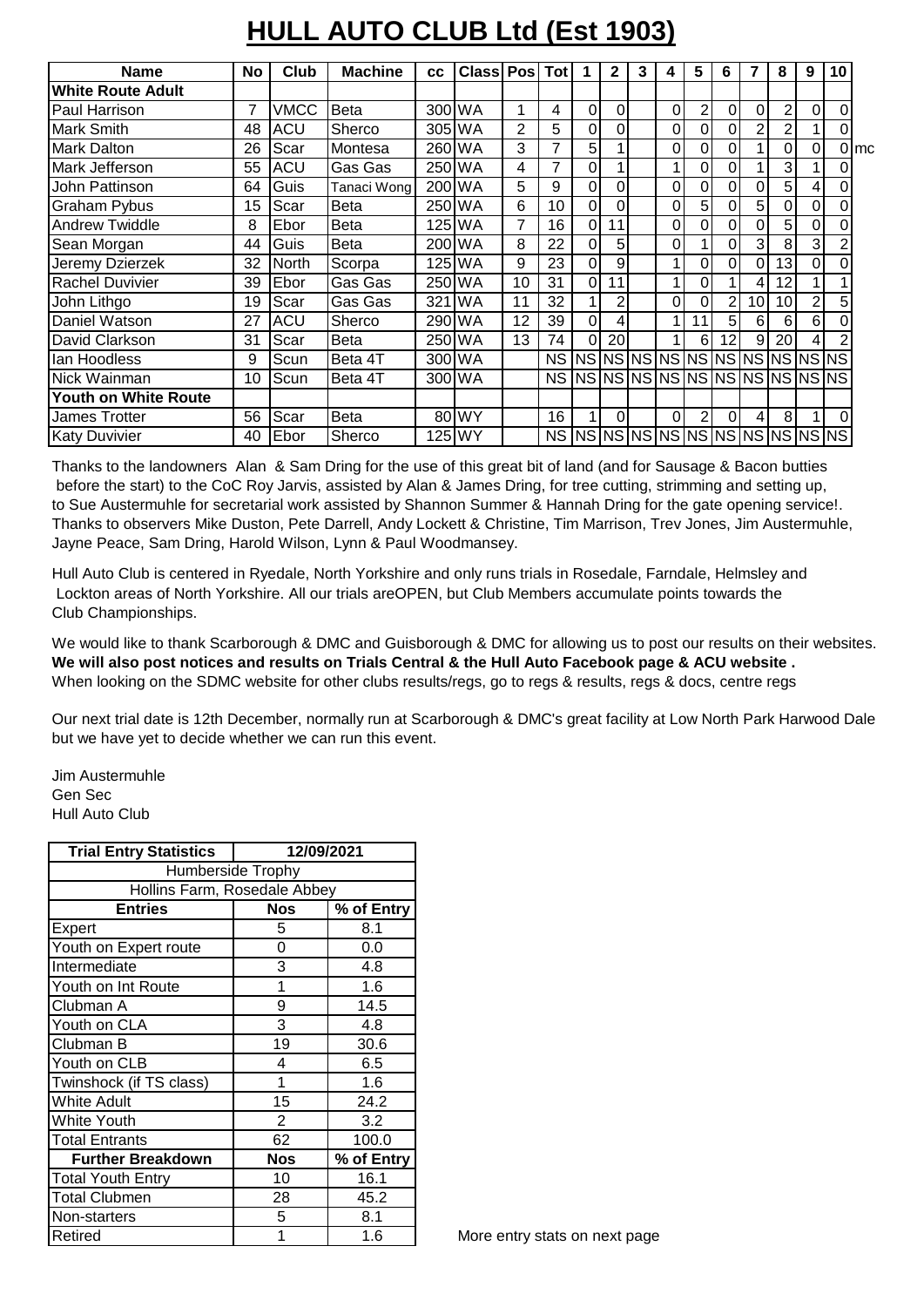# HULL AUTO CLUB Ltd (Est 1903)

| Name | No | Club | Machine | cc | Class | Pos | Tot | 1 | 2 | 3 | 4 | 5 | 6 | 7 | 8 | 9 | 10 | |
|---|---|---|---|---|---|---|---|---|---|---|---|---|---|---|---|---|---|---|
| **White Route Adult** | | | | | | | | | | | | | | | | | | |
| Paul Harrison | 7 | VMCC | Beta | 300 | WA | 1 | 4 | 0 | 0 | | 0 | 2 | 0 | 0 | 2 | 0 | 0 | |
| Mark Smith | 48 | ACU | Sherco | 305 | WA | 2 | 5 | 0 | 0 | | 0 | 0 | 0 | 2 | 2 | 1 | 0 | |
| Mark Dalton | 26 | Scar | Montesa | 260 | WA | 3 | 7 | 5 | 1 | | 0 | 0 | 0 | 1 | 0 | 0 | 0 | mc |
| Mark Jefferson | 55 | ACU | Gas Gas | 250 | WA | 4 | 7 | 0 | 1 | | 1 | 0 | 0 | 1 | 3 | 1 | 0 | |
| John Pattinson | 64 | Guis | Tanaci Wong | 200 | WA | 5 | 9 | 0 | 0 | | 0 | 0 | 0 | 0 | 5 | 4 | 0 | |
| Graham Pybus | 15 | Scar | Beta | 250 | WA | 6 | 10 | 0 | 0 | | 0 | 5 | 0 | 5 | 0 | 0 | 0 | |
| Andrew Twiddle | 8 | Ebor | Beta | 125 | WA | 7 | 16 | 0 | 11 | | 0 | 0 | 0 | 0 | 5 | 0 | 0 | |
| Sean Morgan | 44 | Guis | Beta | 200 | WA | 8 | 22 | 0 | 5 | | 0 | 1 | 0 | 3 | 8 | 3 | 2 | |
| Jeremy Dzierzek | 32 | North | Scorpa | 125 | WA | 9 | 23 | 0 | 9 | | 1 | 0 | 0 | 0 | 13 | 0 | 0 | |
| Rachel Duvivier | 39 | Ebor | Gas Gas | 250 | WA | 10 | 31 | 0 | 11 | | 1 | 0 | 1 | 4 | 12 | 1 | 1 | |
| John Lithgo | 19 | Scar | Gas Gas | 321 | WA | 11 | 32 | 1 | 2 | | 0 | 0 | 2 | 10 | 10 | 2 | 5 | |
| Daniel Watson | 27 | ACU | Sherco | 290 | WA | 12 | 39 | 0 | 4 | | 1 | 11 | 5 | 6 | 6 | 6 | 0 | |
| David Clarkson | 31 | Scar | Beta | 250 | WA | 13 | 74 | 0 | 20 | | 1 | 6 | 12 | 9 | 20 | 4 | 2 | |
| Ian Hoodless | 9 | Scun | Beta 4T | 300 | WA | | NS | NS | NS | NS | NS | NS | NS | NS | NS | NS | NS | |
| Nick Wainman | 10 | Scun | Beta 4T | 300 | WA | | NS | NS | NS | NS | NS | NS | NS | NS | NS | NS | NS | |
| **Youth on White Route** | | | | | | | | | | | | | | | | | | |
| James Trotter | 56 | Scar | Beta | 80 | WY | | 16 | 1 | 0 | | 0 | 2 | 0 | 4 | 8 | 1 | 0 | |
| Katy Duvivier | 40 | Ebor | Sherco | 125 | WY | | NS | NS | NS | NS | NS | NS | NS | NS | NS | NS | NS | |

Thanks to the landowners Alan & Sam Dring for the use of this great bit of land (and for Sausage & Bacon butties before the start) to the CoC Roy Jarvis, assisted by Alan & James Dring, for tree cutting, strimming and setting up, to Sue Austermuhle for secretarial work assisted by Shannon Summer & Hannah Dring for the gate opening service!. Thanks to observers Mike Duston, Pete Darrell, Andy Lockett & Christine, Tim Marrison, Trev Jones, Jim Austermuhle, Jayne Peace, Sam Dring, Harold Wilson, Lynn & Paul Woodmansey.

Hull Auto Club is centered in Ryedale, North Yorkshire and only runs trials in Rosedale, Farndale, Helmsley and Lockton areas of North Yorkshire. All our trials areOPEN, but Club Members accumulate points towards the Club Championships.

We would like to thank Scarborough & DMC and Guisborough & DMC for allowing us to post our results on their websites. **We will also post notices and results on Trials Central & the Hull Auto Facebook page & ACU website .** When looking on the SDMC website for other clubs results/regs, go to regs & results, regs & docs, centre regs

Our next trial date is 12th December, normally run at Scarborough & DMC's great facility at Low North Park Harwood Dale but we have yet to decide whether we can run this event.

Jim Austermuhle
Gen Sec
Hull Auto Club

| Trial Entry Statistics | 12/09/2021 | |
|---|---|---|
| Humberside Trophy | | |
| Hollins Farm, Rosedale Abbey | | |
| **Entries** | **Nos** | **% of Entry** |
| Expert | 5 | 8.1 |
| Youth on Expert route | 0 | 0.0 |
| Intermediate | 3 | 4.8 |
| Youth on Int Route | 1 | 1.6 |
| Clubman A | 9 | 14.5 |
| Youth on CLA | 3 | 4.8 |
| Clubman B | 19 | 30.6 |
| Youth on CLB | 4 | 6.5 |
| Twinshock (if TS class) | 1 | 1.6 |
| White Adult | 15 | 24.2 |
| White Youth | 2 | 3.2 |
| Total Entrants | 62 | 100.0 |
| **Further Breakdown** | **Nos** | **% of Entry** |
| Total Youth Entry | 10 | 16.1 |
| Total Clubmen | 28 | 45.2 |
| Non-starters | 5 | 8.1 |
| Retired | 1 | 1.6 |

More entry stats on next page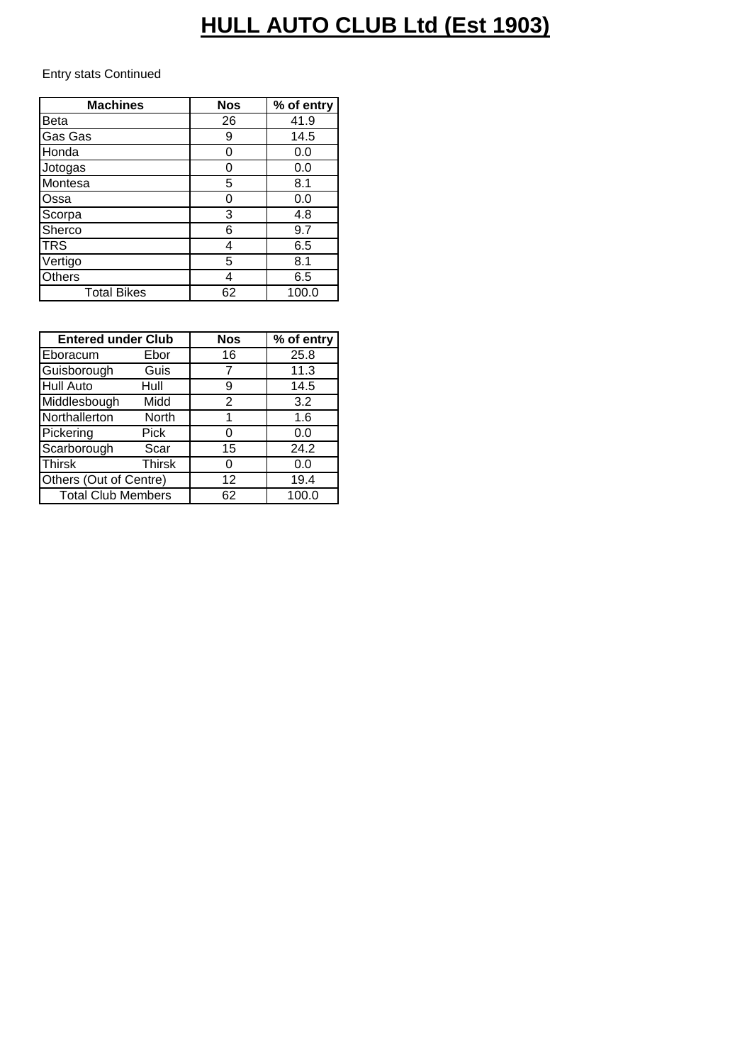# HULL AUTO CLUB Ltd (Est 1903)

Entry stats Continued

| Machines | Nos | % of entry |
|---|---|---|
| Beta | 26 | 41.9 |
| Gas Gas | 9 | 14.5 |
| Honda | 0 | 0.0 |
| Jotogas | 0 | 0.0 |
| Montesa | 5 | 8.1 |
| Ossa | 0 | 0.0 |
| Scorpa | 3 | 4.8 |
| Sherco | 6 | 9.7 |
| TRS | 4 | 6.5 |
| Vertigo | 5 | 8.1 |
| Others | 4 | 6.5 |
| Total Bikes | 62 | 100.0 |

| Entered under Club | | Nos | % of entry |
|---|---|---|---|
| Eboracum | Ebor | 16 | 25.8 |
| Guisborough | Guis | 7 | 11.3 |
| Hull Auto | Hull | 9 | 14.5 |
| Middlesbough | Midd | 2 | 3.2 |
| Northallerton | North | 1 | 1.6 |
| Pickering | Pick | 0 | 0.0 |
| Scarborough | Scar | 15 | 24.2 |
| Thirsk | Thirsk | 0 | 0.0 |
| Others (Out of Centre) | | 12 | 19.4 |
| Total Club Members | | 62 | 100.0 |